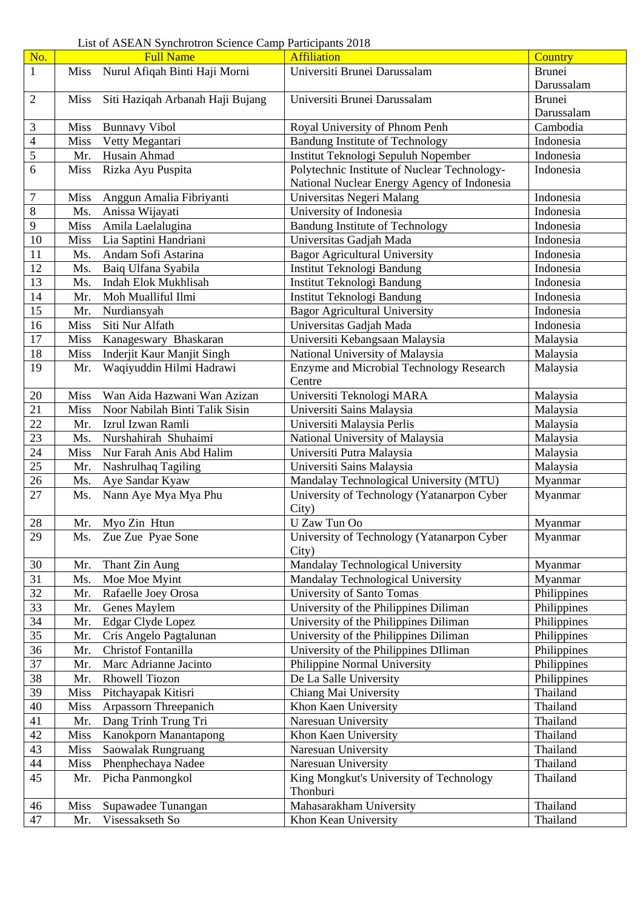List of ASEAN Synchrotron Science Camp Participants 2018

| No. | Full Name | | Affiliation | Country |
|---|---|---|---|---|
| 1 | Miss | Nurul Afiqah Binti Haji Morni | Universiti Brunei Darussalam | Brunei Darussalam |
| 2 | Miss | Siti Haziqah Arbanah Haji Bujang | Universiti Brunei Darussalam | Brunei Darussalam |
| 3 | Miss | Bunnavy Vibol | Royal University of Phnom Penh | Cambodia |
| 4 | Miss | Vetty Megantari | Bandung Institute of Technology | Indonesia |
| 5 | Mr. | Husain Ahmad | Institut Teknologi Sepuluh Nopember | Indonesia |
| 6 | Miss | Rizka Ayu Puspita | Polytechnic Institute of Nuclear Technology-National Nuclear Energy Agency of Indonesia | Indonesia |
| 7 | Miss | Anggun Amalia Fibriyanti | Universitas Negeri Malang | Indonesia |
| 8 | Ms. | Anissa Wijayati | University of Indonesia | Indonesia |
| 9 | Miss | Amila Laelalugina | Bandung Institute of Technology | Indonesia |
| 10 | Miss | Lia Saptini Handriani | Universitas Gadjah Mada | Indonesia |
| 11 | Ms. | Andam Sofi Astarina | Bagor Agricultural University | Indonesia |
| 12 | Ms. | Baiq Ulfana Syabila | Institut Teknologi Bandung | Indonesia |
| 13 | Ms. | Indah Elok Mukhlisah | Institut Teknologi Bandung | Indonesia |
| 14 | Mr. | Moh Mualliful Ilmi | Institut Teknologi Bandung | Indonesia |
| 15 | Mr. | Nurdiansyah | Bagor Agricultural University | Indonesia |
| 16 | Miss | Siti Nur Alfath | Universitas Gadjah Mada | Indonesia |
| 17 | Miss | Kanageswary  Bhaskaran | Universiti Kebangsaan Malaysia | Malaysia |
| 18 | Miss | Inderjit Kaur Manjit Singh | National University of Malaysia | Malaysia |
| 19 | Mr. | Waqiyuddin Hilmi Hadrawi | Enzyme and Microbial Technology Research Centre | Malaysia |
| 20 | Miss | Wan Aida Hazwani Wan Azizan | Universiti Teknologi MARA | Malaysia |
| 21 | Miss | Noor Nabilah Binti Talik Sisin | Universiti Sains Malaysia | Malaysia |
| 22 | Mr. | Izrul Izwan Ramli | Universiti Malaysia Perlis | Malaysia |
| 23 | Ms. | Nurshahirah  Shuhaimi | National University of Malaysia | Malaysia |
| 24 | Miss | Nur Farah Anis Abd Halim | Universiti Putra Malaysia | Malaysia |
| 25 | Mr. | Nashrulhaq Tagiling | Universiti Sains Malaysia | Malaysia |
| 26 | Ms. | Aye Sandar Kyaw | Mandalay Technological University (MTU) | Myanmar |
| 27 | Ms. | Nann Aye Mya Mya Phu | University of Technology (Yatanarpon Cyber City) | Myanmar |
| 28 | Mr. | Myo Zin  Htun | U Zaw Tun Oo | Myanmar |
| 29 | Ms. | Zue Zue  Pyae Sone | University of Technology (Yatanarpon Cyber City) | Myanmar |
| 30 | Mr. | Thant Zin Aung | Mandalay Technological University | Myanmar |
| 31 | Ms. | Moe Moe Myint | Mandalay Technological University | Myanmar |
| 32 | Mr. | Rafaelle Joey Orosa | University of Santo Tomas | Philippines |
| 33 | Mr. | Genes Maylem | University of the Philippines Diliman | Philippines |
| 34 | Mr. | Edgar Clyde Lopez | University of the Philippines Diliman | Philippines |
| 35 | Mr. | Cris Angelo Pagtalunan | University of the Philippines Diliman | Philippines |
| 36 | Mr. | Christof Fontanilla | University of the Philippines DIliman | Philippines |
| 37 | Mr. | Marc Adrianne Jacinto | Philippine Normal University | Philippines |
| 38 | Mr. | Rhowell Tiozon | De La Salle University | Philippines |
| 39 | Miss | Pitchayapak Kitisri | Chiang Mai University | Thailand |
| 40 | Miss | Arpassorn Threepanich | Khon Kaen University | Thailand |
| 41 | Mr. | Dang Trinh Trung Tri | Naresuan University | Thailand |
| 42 | Miss | Kanokporn Manantapong | Khon Kaen University | Thailand |
| 43 | Miss | Saowalak Rungruang | Naresuan University | Thailand |
| 44 | Miss | Phenphechaya Nadee | Naresuan University | Thailand |
| 45 | Mr. | Picha Panmongkol | King Mongkut's University of Technology Thonburi | Thailand |
| 46 | Miss | Supawadee Tunangan | Mahasarakham University | Thailand |
| 47 | Mr. | Visessakseth So | Khon Kean University | Thailand |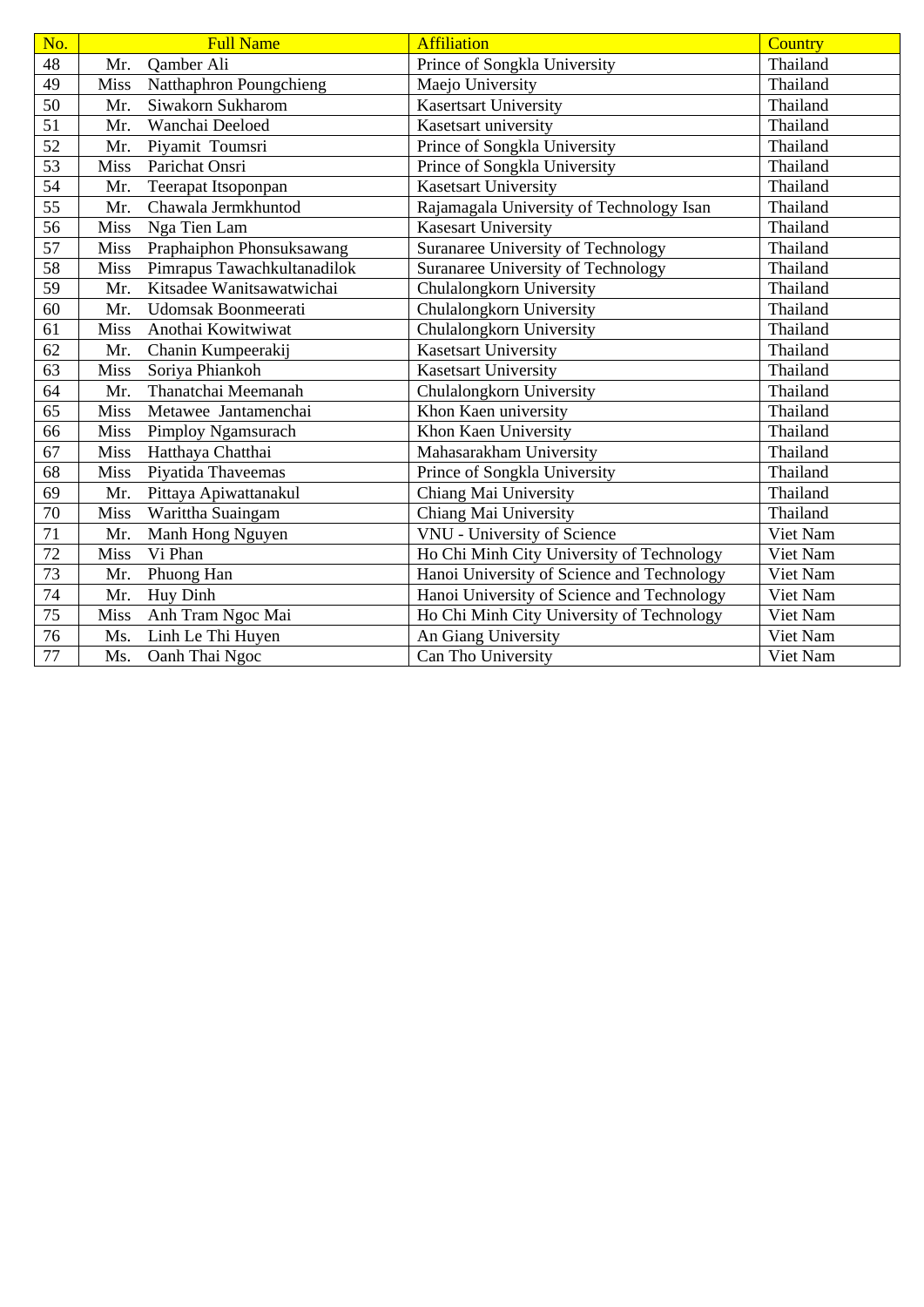| No. | Full Name | | Affiliation | Country |
|---|---|---|---|---|
| 48 | Mr. | Qamber Ali | Prince of Songkla University | Thailand |
| 49 | Miss | Natthaphron Poungchieng | Maejo University | Thailand |
| 50 | Mr. | Siwakorn Sukharom | Kasertsart University | Thailand |
| 51 | Mr. | Wanchai Deeloed | Kasetsart university | Thailand |
| 52 | Mr. | Piyamit Toumsri | Prince of Songkla University | Thailand |
| 53 | Miss | Parichat Onsri | Prince of Songkla University | Thailand |
| 54 | Mr. | Teerapat Itsoponpan | Kasetsart University | Thailand |
| 55 | Mr. | Chawala Jermkhuntod | Rajamagala University of Technology Isan | Thailand |
| 56 | Miss | Nga Tien Lam | Kasesart University | Thailand |
| 57 | Miss | Praphaiphon Phonsuksawang | Suranaree University of Technology | Thailand |
| 58 | Miss | Pimrapus Tawachkultanadilok | Suranaree University of Technology | Thailand |
| 59 | Mr. | Kitsadee Wanitsawatwichai | Chulalongkorn University | Thailand |
| 60 | Mr. | Udomsak Boonmeerati | Chulalongkorn University | Thailand |
| 61 | Miss | Anothai Kowitwiwat | Chulalongkorn University | Thailand |
| 62 | Mr. | Chanin Kumpeerakij | Kasetsart University | Thailand |
| 63 | Miss | Soriya Phiankoh | Kasetsart University | Thailand |
| 64 | Mr. | Thanatchai Meemanah | Chulalongkorn University | Thailand |
| 65 | Miss | Metawee Jantamenchai | Khon Kaen university | Thailand |
| 66 | Miss | Pimploy Ngamsurach | Khon Kaen University | Thailand |
| 67 | Miss | Hatthaya Chatthai | Mahasarakham University | Thailand |
| 68 | Miss | Piyatida Thaveemas | Prince of Songkla University | Thailand |
| 69 | Mr. | Pittaya Apiwattanakul | Chiang Mai University | Thailand |
| 70 | Miss | Warittha Suaingam | Chiang Mai University | Thailand |
| 71 | Mr. | Manh Hong Nguyen | VNU - University of Science | Viet Nam |
| 72 | Miss | Vi Phan | Ho Chi Minh City University of Technology | Viet Nam |
| 73 | Mr. | Phuong Han | Hanoi University of Science and Technology | Viet Nam |
| 74 | Mr. | Huy Dinh | Hanoi University of Science and Technology | Viet Nam |
| 75 | Miss | Anh Tram Ngoc Mai | Ho Chi Minh City University of Technology | Viet Nam |
| 76 | Ms. | Linh Le Thi Huyen | An Giang University | Viet Nam |
| 77 | Ms. | Oanh Thai Ngoc | Can Tho University | Viet Nam |